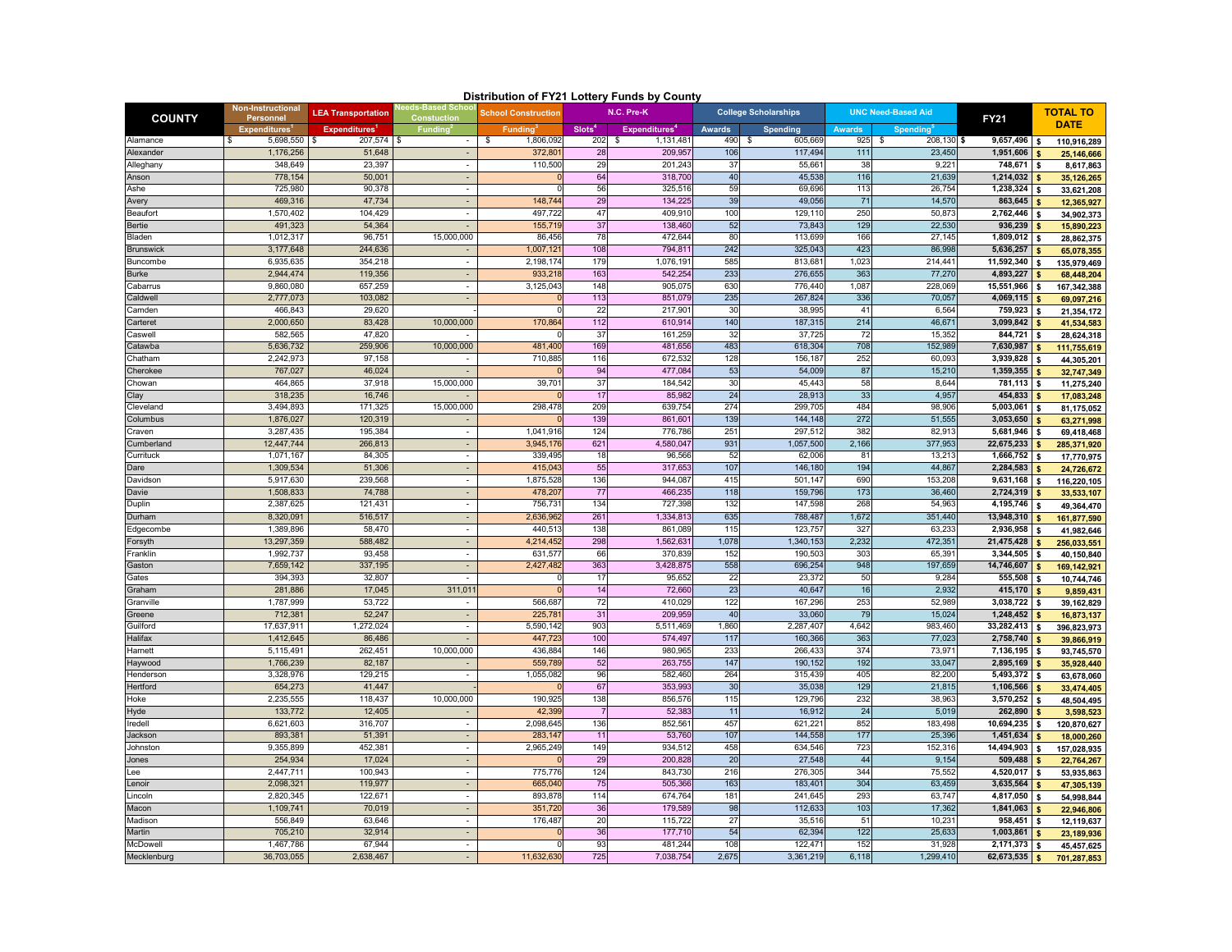# Distribution of FY21 Lottery Funds by County

| COUNTY | Non-Instructional Personnel | LEA Transportation | Needs-Based School Constuction | School Construction | N.C. Pre-K | | College Scholarships | | UNC Need-Based Aid | | FY21 | TOTAL TO DATE |
|---|---|---|---|---|---|---|---|---|---|---|---|---|
| | Expenditures[1] | Expenditures[1] | Funding[2] | Funding[3] | Slots[4] | Expenditures[4] | Awards | Spending | Awards | Spending[5] | | |
| Alamance | $ 5,698,550 | $ 207,574 | $ - | $ 1,806,092 | 202 | $ 1,131,481 | 490 | $ 605,669 | 925 | $ 208,130 | $ 9,657,496 | $ 110,916,289 |
| Alexander | 1,176,256 | 51,648 | - | 372,801 | 28 | 209,957 | 106 | 117,494 | 111 | 23,450 | 1,951,606 | $ 25,146,666 |
| Alleghany | 348,649 | 23,397 | - | 110,500 | 29 | 201,243 | 37 | 55,661 | 38 | 9,221 | 748,671 | $ 8,617,863 |
| Anson | 778,154 | 50,001 | - | 0 | 64 | 318,700 | 40 | 45,538 | 116 | 21,639 | 1,214,032 | $ 35,126,265 |
| Ashe | 725,980 | 90,378 | - | 0 | 56 | 325,516 | 59 | 69,696 | 113 | 26,754 | 1,238,324 | $ 33,621,208 |
| Avery | 469,316 | 47,734 | - | 148,744 | 29 | 134,225 | 39 | 49,056 | 71 | 14,570 | 863,645 | $ 12,365,927 |
| Beaufort | 1,570,402 | 104,429 | - | 497,722 | 47 | 409,910 | 100 | 129,110 | 250 | 50,873 | 2,762,446 | $ 34,902,373 |
| Bertie | 491,323 | 54,364 | - | 155,719 | 37 | 138,460 | 52 | 73,843 | 129 | 22,530 | 936,239 | $ 15,890,223 |
| Bladen | 1,012,317 | 96,751 | 15,000,000 | 86,456 | 78 | 472,644 | 80 | 113,699 | 166 | 27,145 | 1,809,012 | $ 28,862,375 |
| Brunswick | 3,177,648 | 244,636 | - | 1,007,121 | 108 | 794,811 | 242 | 325,043 | 423 | 86,998 | 5,636,257 | $ 65,078,355 |
| Buncombe | 6,935,635 | 354,218 | - | 2,198,174 | 179 | 1,076,191 | 585 | 813,681 | 1,023 | 214,441 | 11,592,340 | $ 135,979,469 |
| Burke | 2,944,474 | 119,356 | - | 933,218 | 163 | 542,254 | 233 | 276,655 | 363 | 77,270 | 4,893,227 | $ 68,448,204 |
| Cabarrus | 9,860,080 | 657,259 | - | 3,125,043 | 148 | 905,075 | 630 | 776,440 | 1,087 | 228,069 | 15,551,966 | $ 167,342,388 |
| Caldwell | 2,777,073 | 103,082 | - | 0 | 113 | 851,079 | 235 | 267,824 | 336 | 70,057 | 4,069,115 | $ 69,097,216 |
| Camden | 466,843 | 29,620 | - | 0 | 22 | 217,901 | 30 | 38,995 | 41 | 6,564 | 759,923 | $ 21,354,172 |
| Carteret | 2,000,650 | 83,428 | 10,000,000 | 170,864 | 112 | 610,914 | 140 | 187,315 | 214 | 46,671 | 3,099,842 | $ 41,534,583 |
| Caswell | 582,565 | 47,820 | - | 0 | 37 | 161,259 | 32 | 37,725 | 72 | 15,352 | 844,721 | $ 28,624,318 |
| Catawba | 5,636,732 | 259,906 | 10,000,000 | 481,400 | 169 | 481,656 | 483 | 618,304 | 708 | 152,989 | 7,630,987 | $ 111,755,619 |
| Chatham | 2,242,973 | 97,158 | - | 710,885 | 116 | 672,532 | 128 | 156,187 | 252 | 60,093 | 3,939,828 | $ 44,305,201 |
| Cherokee | 767,027 | 46,024 | - | 0 | 94 | 477,084 | 53 | 54,009 | 87 | 15,210 | 1,359,355 | $ 32,747,349 |
| Chowan | 464,865 | 37,918 | 15,000,000 | 39,701 | 37 | 184,542 | 30 | 45,443 | 58 | 8,644 | 781,113 | $ 11,275,240 |
| Clay | 318,235 | 16,746 | - | 0 | 17 | 85,982 | 24 | 28,913 | 33 | 4,957 | 454,833 | $ 17,083,248 |
| Cleveland | 3,494,893 | 171,325 | 15,000,000 | 298,478 | 209 | 639,754 | 274 | 299,705 | 484 | 98,906 | 5,003,061 | $ 81,175,052 |
| Columbus | 1,876,027 | 120,319 | - | 0 | 139 | 861,601 | 139 | 144,148 | 272 | 51,555 | 3,053,650 | $ 63,271,998 |
| Craven | 3,287,435 | 195,384 | - | 1,041,916 | 124 | 776,786 | 251 | 297,512 | 382 | 82,913 | 5,681,946 | $ 69,418,468 |
| Cumberland | 12,447,744 | 266,813 | - | 3,945,176 | 621 | 4,580,047 | 931 | 1,057,500 | 2,166 | 377,953 | 22,675,233 | $ 285,371,920 |
| Currituck | 1,071,167 | 84,305 | - | 339,495 | 18 | 96,566 | 52 | 62,006 | 81 | 13,213 | 1,666,752 | $ 17,770,975 |
| Dare | 1,309,534 | 51,306 | - | 415,043 | 55 | 317,653 | 107 | 146,180 | 194 | 44,867 | 2,284,583 | $ 24,726,672 |
| Davidson | 5,917,630 | 239,568 | - | 1,875,528 | 136 | 944,087 | 415 | 501,147 | 690 | 153,208 | 9,631,168 | $ 116,220,105 |
| Davie | 1,508,833 | 74,788 | - | 478,207 | 77 | 466,235 | 118 | 159,796 | 173 | 36,460 | 2,724,319 | $ 33,533,107 |
| Duplin | 2,387,625 | 121,431 | - | 756,731 | 134 | 727,398 | 132 | 147,598 | 268 | 54,963 | 4,195,746 | $ 49,364,470 |
| Durham | 8,320,091 | 516,517 | - | 2,636,962 | 261 | 1,334,813 | 635 | 788,487 | 1,672 | 351,440 | 13,948,310 | $ 161,877,590 |
| Edgecombe | 1,389,896 | 58,470 | - | 440,513 | 138 | 861,089 | 115 | 123,757 | 327 | 63,233 | 2,936,958 | $ 41,982,646 |
| Forsyth | 13,297,359 | 588,482 | - | 4,214,452 | 298 | 1,562,631 | 1,078 | 1,340,153 | 2,232 | 472,351 | 21,475,428 | $ 256,033,551 |
| Franklin | 1,992,737 | 93,458 | - | 631,577 | 66 | 370,839 | 152 | 190,503 | 303 | 65,391 | 3,344,505 | $ 40,150,840 |
| Gaston | 7,659,142 | 337,195 | - | 2,427,482 | 363 | 3,428,875 | 558 | 696,254 | 948 | 197,659 | 14,746,607 | $ 169,142,921 |
| Gates | 394,393 | 32,807 | - | 0 | 17 | 95,652 | 22 | 23,372 | 50 | 9,284 | 555,508 | $ 10,744,746 |
| Graham | 281,886 | 17,045 | 311,011 | 0 | 14 | 72,660 | 23 | 40,647 | 16 | 2,932 | 415,170 | $ 9,859,431 |
| Granville | 1,787,999 | 53,722 | - | 566,687 | 72 | 410,029 | 122 | 167,296 | 253 | 52,989 | 3,038,722 | $ 39,162,829 |
| Greene | 712,381 | 52,247 | - | 225,781 | 31 | 209,959 | 40 | 33,060 | 79 | 15,024 | 1,248,452 | $ 16,873,137 |
| Guilford | 17,637,911 | 1,272,024 | - | 5,590,142 | 903 | 5,511,469 | 1,860 | 2,287,407 | 4,642 | 983,460 | 33,282,413 | $ 396,823,973 |
| Halifax | 1,412,645 | 86,486 | - | 447,723 | 100 | 574,497 | 117 | 160,366 | 363 | 77,023 | 2,758,740 | $ 39,866,919 |
| Harnett | 5,115,491 | 262,451 | 10,000,000 | 436,884 | 146 | 980,965 | 233 | 266,433 | 374 | 73,971 | 7,136,195 | $ 93,745,570 |
| Haywood | 1,766,239 | 82,187 | - | 559,789 | 52 | 263,755 | 147 | 190,152 | 192 | 33,047 | 2,895,169 | $ 35,928,440 |
| Henderson | 3,328,976 | 129,215 | - | 1,055,082 | 96 | 582,460 | 264 | 315,439 | 405 | 82,200 | 5,493,372 | $ 63,678,060 |
| Hertford | 654,273 | 41,447 | - | 0 | 67 | 353,993 | 30 | 35,038 | 129 | 21,815 | 1,106,566 | $ 33,474,405 |
| Hoke | 2,235,555 | 118,437 | 10,000,000 | 190,925 | 138 | 856,576 | 115 | 129,796 | 232 | 38,963 | 3,570,252 | $ 48,504,495 |
| Hyde | 133,772 | 12,405 | - | 42,399 | 7 | 52,383 | 11 | 16,912 | 24 | 5,019 | 262,890 | $ 3,598,523 |
| Iredell | 6,621,603 | 316,707 | - | 2,098,645 | 136 | 852,561 | 457 | 621,221 | 852 | 183,498 | 10,694,235 | $ 120,870,627 |
| Jackson | 893,381 | 51,391 | - | 283,147 | 11 | 53,760 | 107 | 144,558 | 177 | 25,396 | 1,451,634 | $ 18,000,260 |
| Johnston | 9,355,899 | 452,381 | - | 2,965,249 | 149 | 934,512 | 458 | 634,546 | 723 | 152,316 | 14,494,903 | $ 157,028,935 |
| Jones | 254,934 | 17,024 | - | 0 | 29 | 200,828 | 20 | 27,548 | 44 | 9,154 | 509,488 | $ 22,764,267 |
| Lee | 2,447,711 | 100,943 | - | 775,776 | 124 | 843,730 | 216 | 276,305 | 344 | 75,552 | 4,520,017 | $ 53,935,863 |
| Lenoir | 2,098,321 | 119,977 | - | 665,040 | 75 | 505,366 | 163 | 183,401 | 304 | 63,459 | 3,635,564 | $ 47,305,139 |
| Lincoln | 2,820,345 | 122,671 | - | 893,878 | 114 | 674,764 | 181 | 241,645 | 293 | 63,747 | 4,817,050 | $ 54,998,844 |
| Macon | 1,109,741 | 70,019 | - | 351,720 | 36 | 179,589 | 98 | 112,633 | 103 | 17,362 | 1,841,063 | $ 22,946,806 |
| Madison | 556,849 | 63,646 | - | 176,487 | 20 | 115,722 | 27 | 35,516 | 51 | 10,231 | 958,451 | $ 12,119,637 |
| Martin | 705,210 | 32,914 | - | 0 | 36 | 177,710 | 54 | 62,394 | 122 | 25,633 | 1,003,861 | $ 23,189,936 |
| McDowell | 1,467,786 | 67,944 | - | 0 | 93 | 481,244 | 108 | 122,471 | 152 | 31,928 | 2,171,373 | $ 45,457,625 |
| Mecklenburg | 36,703,055 | 2,638,467 | - | 11,632,630 | 725 | 7,038,754 | 2,675 | 3,361,219 | 6,118 | 1,299,410 | 62,673,535 | $ 701,287,853 |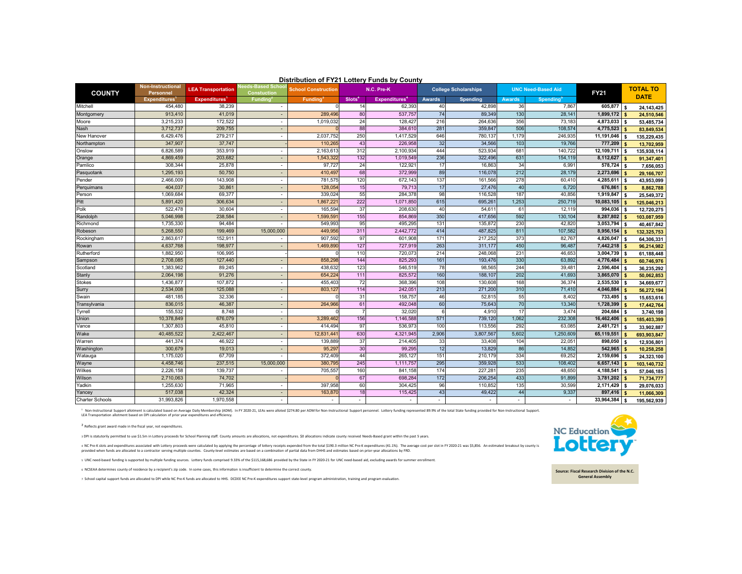# Distribution of FY21 Lottery Funds by County

| COUNTY | Non-Instructional Personnel Expenditures[1] | LEA Transportation Expenditures[1] | Needs-Based School Construction Funding[2] | School Construction Funding[3] | N.C. Pre-K Slots[4] | N.C. Pre-K Expenditures[4] | College Scholarships Awards | College Scholarships Spending | UNC Need-Based Aid Awards | UNC Need-Based Aid Spending[5] | FY21 | TOTAL TO DATE |
|---|---|---|---|---|---|---|---|---|---|---|---|---|
| Mitchell | 454,480 | 38,239 | - | 0 | 14 | 62,393 | 40 | 42,898 | 36 | 7,867 | 605,877 | $ 24,143,425 |
| Montgomery | 913,410 | 41,019 | - | 289,496 | 80 | 537,757 | 74 | 89,349 | 130 | 28,141 | 1,899,172 | $ 24,510,546 |
| Moore | 3,215,233 | 172,522 | - | 1,019,032 | 24 | 128,427 | 216 | 264,636 | 356 | 73,183 | 4,873,033 | $ 53,485,734 |
| Nash | 3,712,737 | 209,755 | - | 0 | 88 | 384,610 | 281 | 359,847 | 506 | 108,574 | 4,775,523 | $ 83,849,534 |
| New Hanover | 6,429,476 | 279,217 | - | 2,037,752 | 250 | 1,417,529 | 646 | 780,137 | 1,179 | 246,935 | 11,191,046 | $ 135,229,435 |
| Northampton | 347,907 | 37,747 | - | 110,265 | 43 | 226,958 | 32 | 34,566 | 103 | 19,766 | 777,209 | $ 13,702,959 |
| Onslow | 6,826,589 | 353,919 | - | 2,163,613 | 312 | 2,100,934 | 444 | 523,934 | 681 | 140,722 | 12,109,711 | $ 135,938,114 |
| Orange | 4,869,459 | 203,682 | - | 1,543,322 | 132 | 1,019,549 | 236 | 322,496 | 631 | 154,119 | 8,112,627 | $ 91,347,401 |
| Pamlico | 308,344 | 25,878 | - | 97,727 | 24 | 122,921 | 17 | 16,863 | 34 | 6,991 | 578,724 | $ 7,656,053 |
| Pasquotank | 1,295,193 | 50,750 | - | 410,497 | 68 | 372,999 | 89 | 116,078 | 212 | 28,179 | 2,273,696 | $ 29,166,707 |
| Pender | 2,466,009 | 143,908 | - | 781,575 | 120 | 672,143 | 137 | 161,566 | 278 | 60,410 | 4,285,611 | $ 43,953,099 |
| Perquimans | 404,037 | 30,861 | - | 128,054 | 15 | 79,713 | 17 | 27,476 | 40 | 6,720 | 676,861 | $ 8,862,788 |
| Person | 1,069,684 | 69,377 | - | 339,024 | 55 | 284,378 | 98 | 116,528 | 187 | 40,856 | 1,919,847 | $ 25,549,372 |
| Pitt | 5,891,420 | 306,634 | - | 1,867,221 | 222 | 1,071,850 | 615 | 695,261 | 1,253 | 250,719 | 10,083,105 | $ 125,046,213 |
| Polk | 522,478 | 30,604 | - | 165,594 | 37 | 208,630 | 40 | 54,611 | 61 | 12,119 | 994,036 | $ 12,720,275 |
| Randolph | 5,046,998 | 238,584 | - | 1,599,591 | 155 | 854,869 | 350 | 417,656 | 592 | 130,104 | 8,287,802 | $ 103,087,959 |
| Richmond | 1,735,330 | 94,484 | - | 549,993 | 95 | 495,295 | 131 | 135,872 | 230 | 42,820 | 3,053,794 | $ 40,467,842 |
| Robeson | 5,268,550 | 199,469 | 15,000,000 | 449,956 | 311 | 2,442,772 | 414 | 487,825 | 811 | 107,582 | 8,956,154 | $ 132,325,753 |
| Rockingham | 2,863,617 | 152,911 | - | 907,592 | 97 | 601,908 | 171 | 217,252 | 373 | 82,767 | 4,826,047 | $ 64,306,331 |
| Rowan | 4,637,768 | 198,977 | - | 1,469,890 | 127 | 727,919 | 263 | 311,177 | 450 | 96,487 | 7,442,218 | $ 96,214,982 |
| Rutherford | 1,882,950 | 106,995 | - | 0 | 110 | 720,073 | 214 | 248,068 | 231 | 46,653 | 3,004,739 | $ 61,188,448 |
| Sampson | 2,708,085 | 127,440 | - | 858,298 | 144 | 825,293 | 161 | 193,476 | 330 | 63,892 | 4,776,484 | $ 60,746,976 |
| Scotland | 1,383,962 | 89,245 | - | 438,632 | 123 | 546,519 | 78 | 98,565 | 244 | 39,481 | 2,596,404 | $ 36,235,292 |
| Stanly | 2,064,198 | 91,276 | - | 654,224 | 111 | 825,572 | 160 | 188,107 | 202 | 41,693 | 3,865,070 | $ 50,062,853 |
| Stokes | 1,436,877 | 107,872 | - | 455,403 | 72 | 368,396 | 108 | 130,608 | 168 | 36,374 | 2,535,530 | $ 34,669,677 |
| Surry | 2,534,008 | 125,088 | - | 803,127 | 114 | 242,051 | 213 | 271,200 | 310 | 71,410 | 4,046,884 | $ 56,272,194 |
| Swain | 481,185 | 32,336 | - | 0 | 31 | 158,757 | 46 | 52,815 | 55 | 8,402 | 733,495 | $ 15,653,616 |
| Transylvania | 836,015 | 46,387 | - | 264,966 | 61 | 492,048 | 60 | 75,643 | 70 | 13,340 | 1,728,399 | $ 17,442,764 |
| Tyrrell | 155,532 | 8,748 | - | 0 | 7 | 32,020 | 6 | 4,910 | 17 | 3,474 | 204,684 | $ 3,740,198 |
| Union | 10,378,849 | 676,079 | - | 3,289,462 | 156 | 1,146,588 | 571 | 739,120 | 1,062 | 232,308 | 16,462,406 | $ 185,403,399 |
| Vance | 1,307,803 | 45,810 | - | 414,494 | 97 | 536,973 | 100 | 113,556 | 292 | 63,085 | 2,481,721 | $ 33,902,887 |
| Wake | 40,485,522 | 2,422,467 | - | 12,831,441 | 630 | 4,321,945 | 2,906 | 3,807,567 | 5,602 | 1,250,609 | 65,119,551 | $ 693,903,847 |
| Warren | 441,374 | 46,922 | - | 139,889 | 37 | 214,405 | 33 | 33,408 | 104 | 22,051 | 898,050 | $ 12,936,801 |
| Washington | 300,679 | 19,013 | - | 95,297 | 30 | 99,295 | 12 | 13,829 | 86 | 14,852 | 542,965 | $ 10,258,258 |
| Watauga | 1,175,020 | 67,709 | - | 372,409 | 44 | 265,127 | 151 | 210,179 | 334 | 69,252 | 2,159,696 | $ 24,323,100 |
| Wayne | 4,458,746 | 237,515 | 15,000,000 | 380,795 | 245 | 1,111,757 | 295 | 359,928 | 533 | 108,402 | 6,657,143 | $ 103,140,732 |
| Wilkes | 2,226,158 | 139,737 | - | 705,557 | 160 | 841,158 | 174 | 227,281 | 235 | 48,650 | 4,188,541 | $ 57,046,185 |
| Wilson | 2,710,063 | 74,702 | - | 0 | 67 | 698,284 | 172 | 206,254 | 433 | 91,899 | 3,781,202 | $ 71,734,777 |
| Yadkin | 1,255,630 | 71,965 | - | 397,958 | 60 | 304,425 | 96 | 110,852 | 135 | 30,599 | 2,171,429 | $ 29,076,033 |
| Yancey | 517,038 | 42,324 | - | 163,870 | 18 | 115,425 | 43 | 49,422 | 44 | 9,337 | 897,416 | $ 11,066,309 |
| Charter Schools | 31,993,826 | 1,970,558 | - | - | - | - | - | - | - | - | 33,964,384 | $ 195,562,939 |

[1] Non-Instructional Support allotment is calculated based on Average Daily Membership (ADM). In FY 2020-21, LEAs were alloted $274.80 per ADM for Non-Instructional Support personnel. Lottery funding represented 89.9% of the total State funding provided for Non-Instructional Support. LEA Transportation allotment based on DPI calculation of prior year expenditures and efficiency.

[2] Reflects grant award made in the fiscal year, not expenditures.

[3] DPI is statutorily permitted to use $1.5m in Lottery proceeds for School Planning staff. County amounts are allocations, not expenditures. $0 allocations indicate county received Needs-Based grant within the past 5 years.

[4] NC Pre-K slots and expenditures associated with Lottery proceeds were calculated by applying the percentage of lottery receipts expended from the total $190.3 million NC Pre-K expenditures (41.1%). The average cost per slot in FY 2020-21 was $5,856. An estimated breakout by county is provided when funds are allocated to a contractor serving multiple counties. County-level estimates are based on a combination of partial data from DHHS and estimates based on prior-year allocations by FRD.

[5] UNC need-based funding is supported by multiple funding sources. Lottery funds comprised 9.33% of the $115,168,686 provided by the State in FY 2020-21 for UNC need-based aid, excluding awards for summer enrollment.

[6] NCSEAA determines county of residence by a recipient's zip code. In some cases, this information is insufficient to determine the correct county.

[7] School capital support funds are allocated to DPI while NC Pre-K funds are allocated to HHS. DCDEE NC Pre-K expenditures support state-level program administration, training and program evaluation.

NC Education Lottery

Source: Fiscal Research Division of the N.C. General Assembly